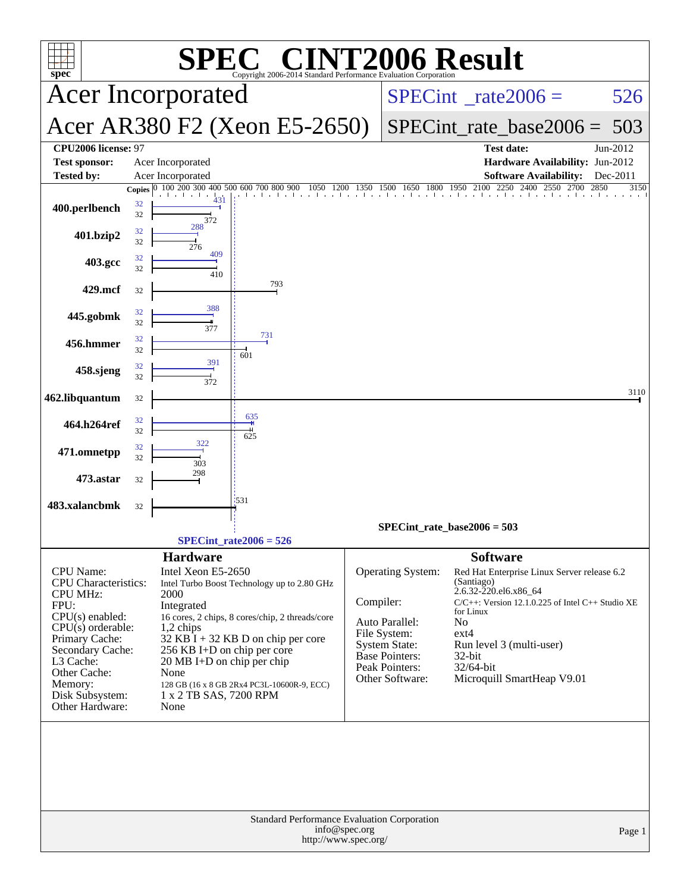# SPEC® CINT2006 Result

Copyright 2006-2014 Standard Performance Evaluation Corporation

## Acer Incorporated

## Acer AR380 F2 (Xeon E5-2650)

SPECint_rate2006 = 526

SPECint_rate_base2006 = 503

| | | | |
|---|---|---|---|
| **CPU2006 license:** 97 | | **Test date:** | Jun-2012 |
| **Test sponsor:** | Acer Incorporated | **Hardware Availability:** | Jun-2012 |
| **Tested by:** | Acer Incorporated | **Software Availability:** | Dec-2011 |

| Benchmark | Copies (peak) | Copies (base) | Peak | Base |
|---|---|---|---|---|
| 400.perlbench | 32 | 32 | 431 | 372 |
| 401.bzip2 | 32 | 32 | 288 | 276 |
| 403.gcc | 32 | 32 | 409 | 410 |
| 429.mcf | | 32 | | 793 |
| 445.gobmk | 32 | 32 | 388 | 377 |
| 456.hmmer | 32 | 32 | 731 | 601 |
| 458.sjeng | 32 | 32 | 391 | 372 |
| 462.libquantum | | 32 | | 3110 |
| 464.h264ref | 32 | 32 | 635 | 625 |
| 471.omnetpp | 32 | 32 | 322 | 303 |
| 473.astar | | 32 | | 298 |
| 483.xalancbmk | | 32 | | 531 |

SPECint_rate_base2006 = 503

SPECint_rate2006 = 526

### Hardware

| | |
|---|---|
| CPU Name: | Intel Xeon E5-2650 |
| CPU Characteristics: | Intel Turbo Boost Technology up to 2.80 GHz |
| CPU MHz: | 2000 |
| FPU: | Integrated |
| CPU(s) enabled: | 16 cores, 2 chips, 8 cores/chip, 2 threads/core |
| CPU(s) orderable: | 1,2 chips |
| Primary Cache: | 32 KB I + 32 KB D on chip per core |
| Secondary Cache: | 256 KB I+D on chip per core |
| L3 Cache: | 20 MB I+D on chip per chip |
| Other Cache: | None |
| Memory: | 128 GB (16 x 8 GB 2Rx4 PC3L-10600R-9, ECC) |
| Disk Subsystem: | 1 x 2 TB SAS, 7200 RPM |
| Other Hardware: | None |

### Software

| | |
|---|---|
| Operating System: | Red Hat Enterprise Linux Server release 6.2 (Santiago) 2.6.32-220.el6.x86_64 |
| Compiler: | C/C++: Version 12.1.0.225 of Intel C++ Studio XE for Linux |
| Auto Parallel: | No |
| File System: | ext4 |
| System State: | Run level 3 (multi-user) |
| Base Pointers: | 32-bit |
| Peak Pointers: | 32/64-bit |
| Other Software: | Microquill SmartHeap V9.01 |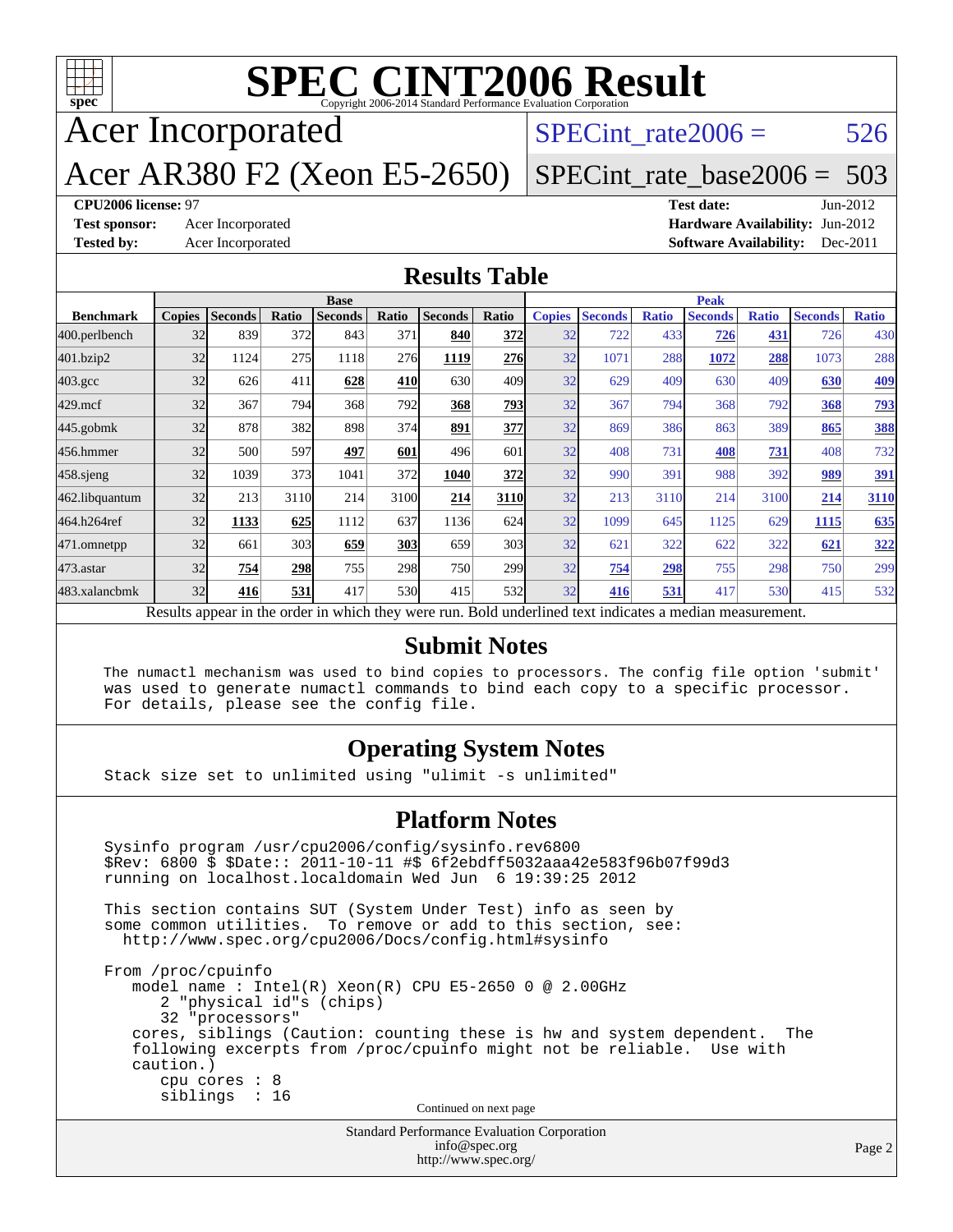# SPEC CINT2006 Result

Copyright 2006-2014 Standard Performance Evaluation Corporation

## Acer Incorporated

## Acer AR380 F2 (Xeon E5-2650)

SPECint_rate2006 = 526

SPECint_rate_base2006 = 503

**CPU2006 license:** 97
**Test sponsor:** Acer Incorporated
**Tested by:** Acer Incorporated

**Test date:** Jun-2012
**Hardware Availability:** Jun-2012
**Software Availability:** Dec-2011

## Results Table

| Benchmark | Base | | | | | | | Peak | | | | | | |
|---|---|---|---|---|---|---|---|---|---|---|---|---|---|---|
| | Copies | Seconds | Ratio | Seconds | Ratio | Seconds | Ratio | Copies | Seconds | Ratio | Seconds | Ratio | Seconds | Ratio |
| 400.perlbench | 32 | 839 | 372 | 843 | 371 | **840** | **372** | 32 | 722 | 433 | **726** | **431** | 726 | 430 |
| 401.bzip2 | 32 | 1124 | 275 | 1118 | 276 | **1119** | **276** | 32 | 1071 | 288 | **1072** | **288** | 1073 | 288 |
| 403.gcc | 32 | 626 | 411 | **628** | **410** | 630 | 409 | 32 | 629 | 409 | 630 | 409 | **630** | **409** |
| 429.mcf | 32 | 367 | 794 | 368 | 792 | **368** | **793** | 32 | 367 | 794 | 368 | 792 | **368** | **793** |
| 445.gobmk | 32 | 878 | 382 | 898 | 374 | **891** | **377** | 32 | 869 | 386 | 863 | 389 | **865** | **388** |
| 456.hmmer | 32 | 500 | 597 | **497** | **601** | 496 | 601 | 32 | 408 | 731 | **408** | **731** | 408 | 732 |
| 458.sjeng | 32 | 1039 | 373 | 1041 | 372 | **1040** | **372** | 32 | 990 | 391 | 988 | 392 | **989** | **391** |
| 462.libquantum | 32 | 213 | 3110 | 214 | 3100 | **214** | **3110** | 32 | 213 | 3110 | 214 | 3100 | **214** | **3110** |
| 464.h264ref | 32 | **1133** | **625** | 1112 | 637 | 1136 | 624 | 32 | 1099 | 645 | 1125 | 629 | **1115** | **635** |
| 471.omnetpp | 32 | 661 | 303 | **659** | **303** | 659 | 303 | 32 | 621 | 322 | 622 | 322 | **621** | **322** |
| 473.astar | 32 | **754** | **298** | 755 | 298 | 750 | 299 | 32 | **754** | **298** | 755 | 298 | 750 | 299 |
| 483.xalancbmk | 32 | **416** | **531** | 417 | 530 | 415 | 532 | 32 | **416** | **531** | 417 | 530 | 415 | 532 |

Results appear in the order in which they were run. Bold underlined text indicates a median measurement.

## Submit Notes

```
The numactl mechanism was used to bind copies to processors. The config file option 'submit'
was used to generate numactl commands to bind each copy to a specific processor.
For details, please see the config file.
```

## Operating System Notes

```
Stack size set to unlimited using "ulimit -s unlimited"
```

## Platform Notes

```
Sysinfo program /usr/cpu2006/config/sysinfo.rev6800
$Rev: 6800 $ $Date:: 2011-10-11 #$ 6f2ebdff5032aaa42e583f96b07f99d3
running on localhost.localdomain Wed Jun  6 19:39:25 2012

This section contains SUT (System Under Test) info as seen by
some common utilities.  To remove or add to this section, see:
  http://www.spec.org/cpu2006/Docs/config.html#sysinfo

From /proc/cpuinfo
   model name : Intel(R) Xeon(R) CPU E5-2650 0 @ 2.00GHz
      2 "physical id"s (chips)
      32 "processors"
   cores, siblings (Caution: counting these is hw and system dependent.  The
   following excerpts from /proc/cpuinfo might not be reliable.  Use with
   caution.)
      cpu cores : 8
      siblings  : 16
```

Continued on next page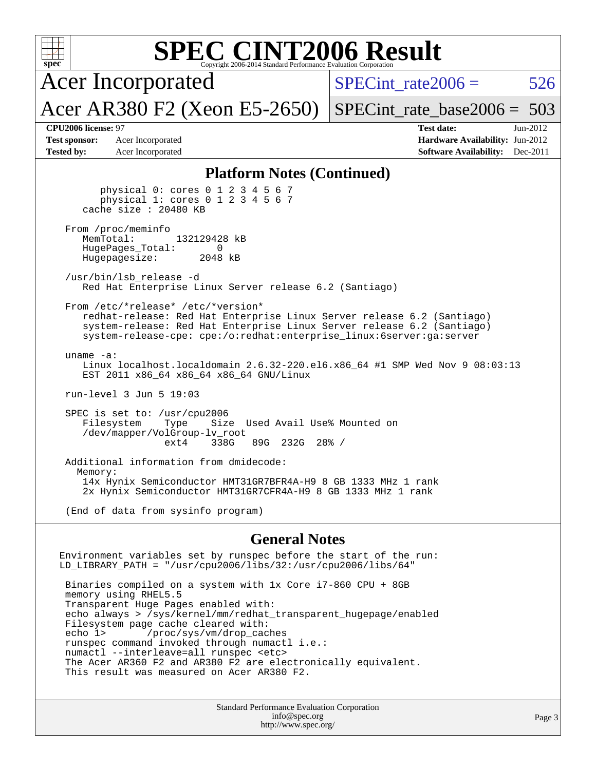# SPEC CINT2006 Result

Acer Incorporated

Acer AR380 F2 (Xeon E5-2650)

SPECint_rate2006 = 526

SPECint_rate_base2006 = 503

**CPU2006 license:** 97
**Test sponsor:** Acer Incorporated
**Tested by:** Acer Incorporated

**Test date:** Jun-2012
**Hardware Availability:** Jun-2012
**Software Availability:** Dec-2011

## Platform Notes (Continued)

```
        physical 0: cores 0 1 2 3 4 5 6 7
        physical 1: cores 0 1 2 3 4 5 6 7
     cache size : 20480 KB

  From /proc/meminfo
     MemTotal:       132129428 kB
     HugePages_Total:       0
     Hugepagesize:       2048 kB

  /usr/bin/lsb_release -d
     Red Hat Enterprise Linux Server release 6.2 (Santiago)

  From /etc/*release* /etc/*version*
     redhat-release: Red Hat Enterprise Linux Server release 6.2 (Santiago)
     system-release: Red Hat Enterprise Linux Server release 6.2 (Santiago)
     system-release-cpe: cpe:/o:redhat:enterprise_linux:6server:ga:server

  uname -a:
     Linux localhost.localdomain 2.6.32-220.el6.x86_64 #1 SMP Wed Nov 9 08:03:13
     EST 2011 x86_64 x86_64 x86_64 GNU/Linux

  run-level 3 Jun 5 19:03

  SPEC is set to: /usr/cpu2006
     Filesystem     Type    Size  Used Avail Use% Mounted on
     /dev/mapper/VolGroup-lv_root
                    ext4    338G   89G  232G  28% /

  Additional information from dmidecode:
    Memory:
     14x Hynix Semiconductor HMT31GR7BFR4A-H9 8 GB 1333 MHz 1 rank
     2x Hynix Semiconductor HMT31GR7CFR4A-H9 8 GB 1333 MHz 1 rank

  (End of data from sysinfo program)
```

## General Notes

```
Environment variables set by runspec before the start of the run:
LD_LIBRARY_PATH = "/usr/cpu2006/libs/32:/usr/cpu2006/libs/64"

 Binaries compiled on a system with 1x Core i7-860 CPU + 8GB
 memory using RHEL5.5
 Transparent Huge Pages enabled with:
 echo always > /sys/kernel/mm/redhat_transparent_hugepage/enabled
 Filesystem page cache cleared with:
 echo 1>       /proc/sys/vm/drop_caches
 runspec command invoked through numactl i.e.:
 numactl --interleave=all runspec <etc>
 The Acer AR360 F2 and AR380 F2 are electronically equivalent.
 This result was measured on Acer AR380 F2.
```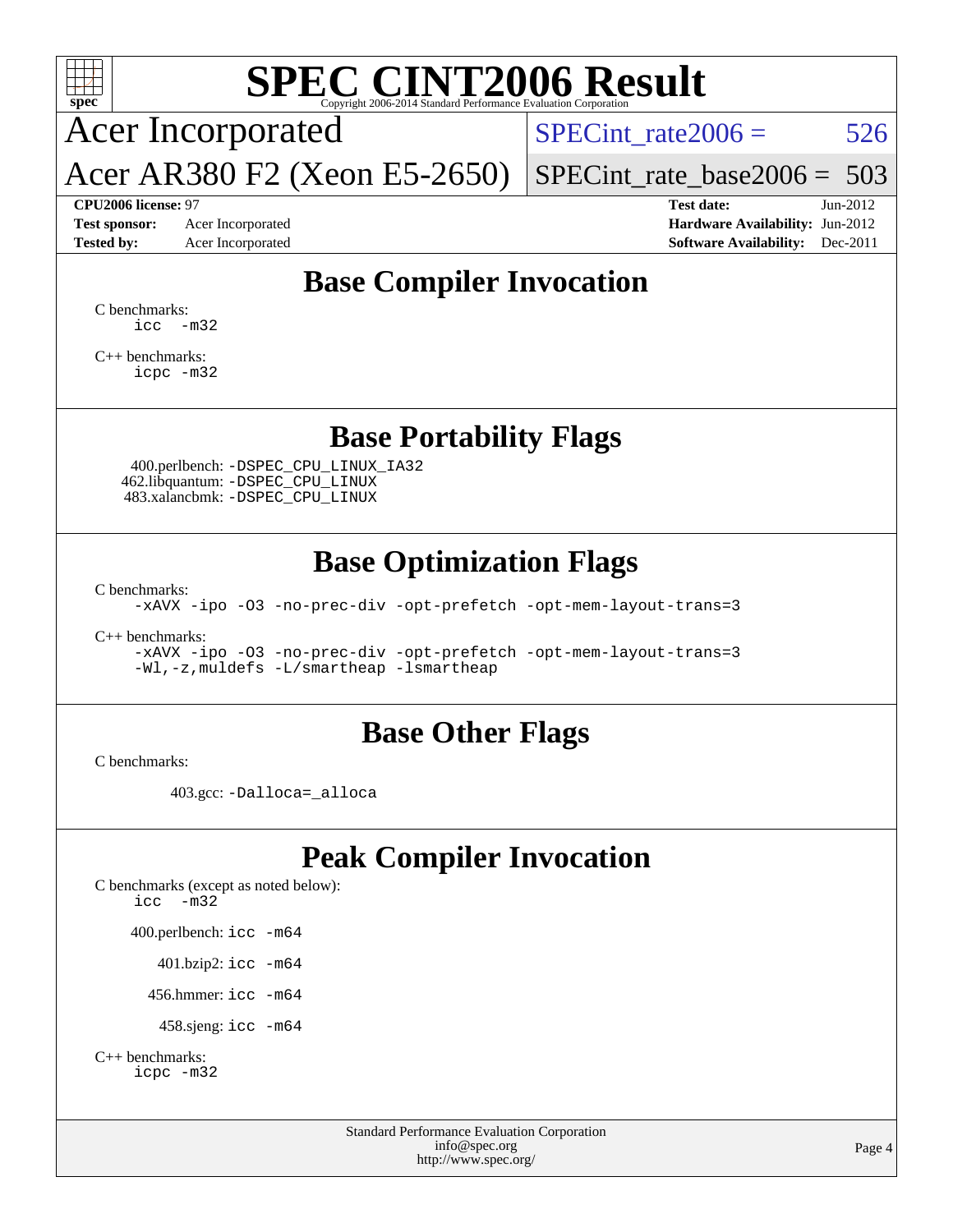# SPEC CINT2006 Result

Copyright 2006-2014 Standard Performance Evaluation Corporation

Acer Incorporated

Acer AR380 F2 (Xeon E5-2650)

SPECint_rate2006 = 526

SPECint_rate_base2006 = 503

**CPU2006 license:** 97

**Test sponsor:** Acer Incorporated

**Tested by:** Acer Incorporated

**Test date:** Jun-2012

**Hardware Availability:** Jun-2012

**Software Availability:** Dec-2011

## Base Compiler Invocation

C benchmarks:
```
icc  -m32
```

C++ benchmarks:
```
icpc -m32
```

## Base Portability Flags

400.perlbench: `-DSPEC_CPU_LINUX_IA32`
462.libquantum: `-DSPEC_CPU_LINUX`
483.xalancbmk: `-DSPEC_CPU_LINUX`

## Base Optimization Flags

C benchmarks:
```
-xAVX -ipo -O3 -no-prec-div -opt-prefetch -opt-mem-layout-trans=3
```

C++ benchmarks:
```
-xAVX -ipo -O3 -no-prec-div -opt-prefetch -opt-mem-layout-trans=3
-Wl,-z,muldefs -L/smartheap -lsmartheap
```

## Base Other Flags

C benchmarks:

403.gcc: `-Dalloca=_alloca`

## Peak Compiler Invocation

C benchmarks (except as noted below):
```
icc  -m32
```

400.perlbench: `icc -m64`

401.bzip2: `icc -m64`

456.hmmer: `icc -m64`

458.sjeng: `icc -m64`

C++ benchmarks:
```
icpc -m32
```

Standard Performance Evaluation Corporation
info@spec.org
http://www.spec.org/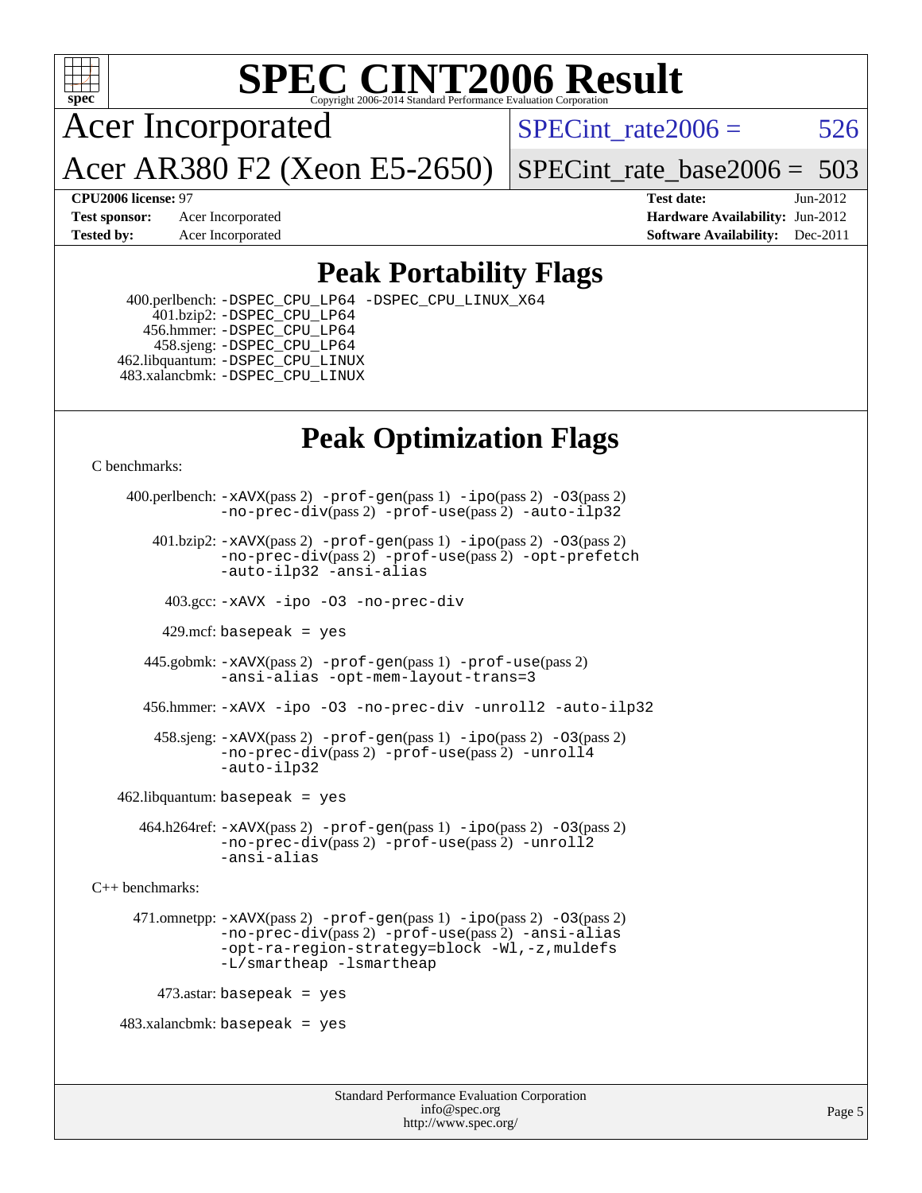# SPEC CINT2006 Result

Copyright 2006-2014 Standard Performance Evaluation Corporation

**Acer Incorporated**

**Acer AR380 F2 (Xeon E5-2650)**

SPECint_rate2006 = 526

SPECint_rate_base2006 = 503

| | | | |
|---|---|---|---|
| **CPU2006 license:** 97 | | **Test date:** | Jun-2012 |
| **Test sponsor:** | Acer Incorporated | **Hardware Availability:** | Jun-2012 |
| **Tested by:** | Acer Incorporated | **Software Availability:** | Dec-2011 |

## Peak Portability Flags

400.perlbench: -DSPEC_CPU_LP64 -DSPEC_CPU_LINUX_X64
401.bzip2: -DSPEC_CPU_LP64
456.hmmer: -DSPEC_CPU_LP64
458.sjeng: -DSPEC_CPU_LP64
462.libquantum: -DSPEC_CPU_LINUX
483.xalancbmk: -DSPEC_CPU_LINUX

## Peak Optimization Flags

C benchmarks:

400.perlbench: -xAVX(pass 2) -prof-gen(pass 1) -ipo(pass 2) -O3(pass 2) -no-prec-div(pass 2) -prof-use(pass 2) -auto-ilp32

401.bzip2: -xAVX(pass 2) -prof-gen(pass 1) -ipo(pass 2) -O3(pass 2) -no-prec-div(pass 2) -prof-use(pass 2) -opt-prefetch -auto-ilp32 -ansi-alias

403.gcc: -xAVX -ipo -O3 -no-prec-div

429.mcf: basepeak = yes

445.gobmk: -xAVX(pass 2) -prof-gen(pass 1) -prof-use(pass 2) -ansi-alias -opt-mem-layout-trans=3

456.hmmer: -xAVX -ipo -O3 -no-prec-div -unroll2 -auto-ilp32

458.sjeng: -xAVX(pass 2) -prof-gen(pass 1) -ipo(pass 2) -O3(pass 2) -no-prec-div(pass 2) -prof-use(pass 2) -unroll4 -auto-ilp32

462.libquantum: basepeak = yes

464.h264ref: -xAVX(pass 2) -prof-gen(pass 1) -ipo(pass 2) -O3(pass 2) -no-prec-div(pass 2) -prof-use(pass 2) -unroll2 -ansi-alias

C++ benchmarks:

471.omnetpp: -xAVX(pass 2) -prof-gen(pass 1) -ipo(pass 2) -O3(pass 2) -no-prec-div(pass 2) -prof-use(pass 2) -ansi-alias -opt-ra-region-strategy=block -Wl,-z,muldefs -L/smartheap -lsmartheap

473.astar: basepeak = yes

483.xalancbmk: basepeak = yes

Standard Performance Evaluation Corporation
info@spec.org
http://www.spec.org/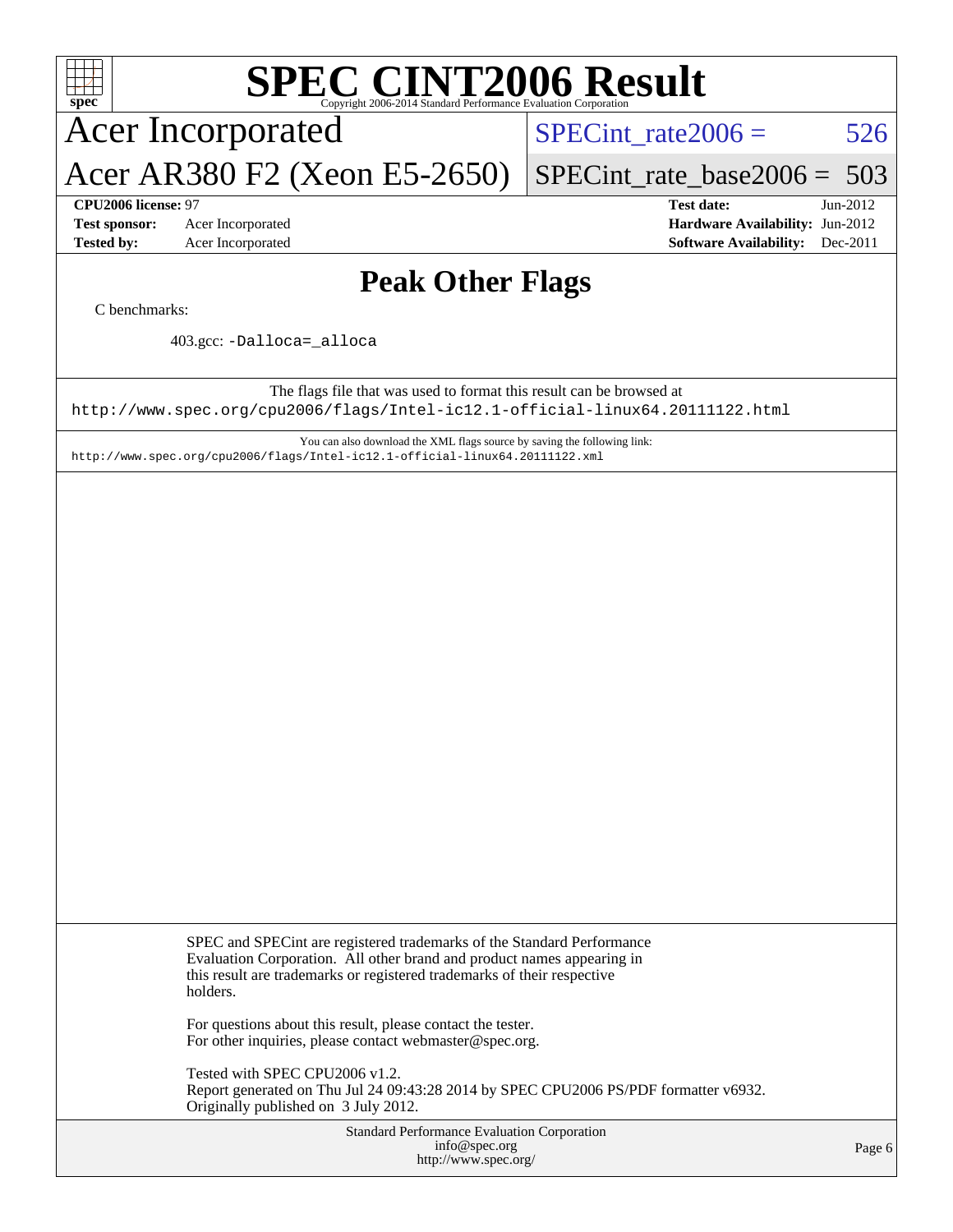# SPEC CINT2006 Result

Copyright 2006-2014 Standard Performance Evaluation Corporation

## Acer Incorporated

## Acer AR380 F2 (Xeon E5-2650)

SPECint_rate2006 = 526

SPECint_rate_base2006 = 503

| | | | |
|---|---|---|---|
| **CPU2006 license:** 97 | | **Test date:** | Jun-2012 |
| **Test sponsor:** | Acer Incorporated | **Hardware Availability:** | Jun-2012 |
| **Tested by:** | Acer Incorporated | **Software Availability:** | Dec-2011 |

## Peak Other Flags

C benchmarks:

403.gcc: `-Dalloca=_alloca`

The flags file that was used to format this result can be browsed at
http://www.spec.org/cpu2006/flags/Intel-ic12.1-official-linux64.20111122.html

You can also download the XML flags source by saving the following link:
http://www.spec.org/cpu2006/flags/Intel-ic12.1-official-linux64.20111122.xml

SPEC and SPECint are registered trademarks of the Standard Performance Evaluation Corporation. All other brand and product names appearing in this result are trademarks or registered trademarks of their respective holders.

For questions about this result, please contact the tester.
For other inquiries, please contact webmaster@spec.org.

Tested with SPEC CPU2006 v1.2.
Report generated on Thu Jul 24 09:43:28 2014 by SPEC CPU2006 PS/PDF formatter v6932.
Originally published on 3 July 2012.

Standard Performance Evaluation Corporation
info@spec.org
http://www.spec.org/